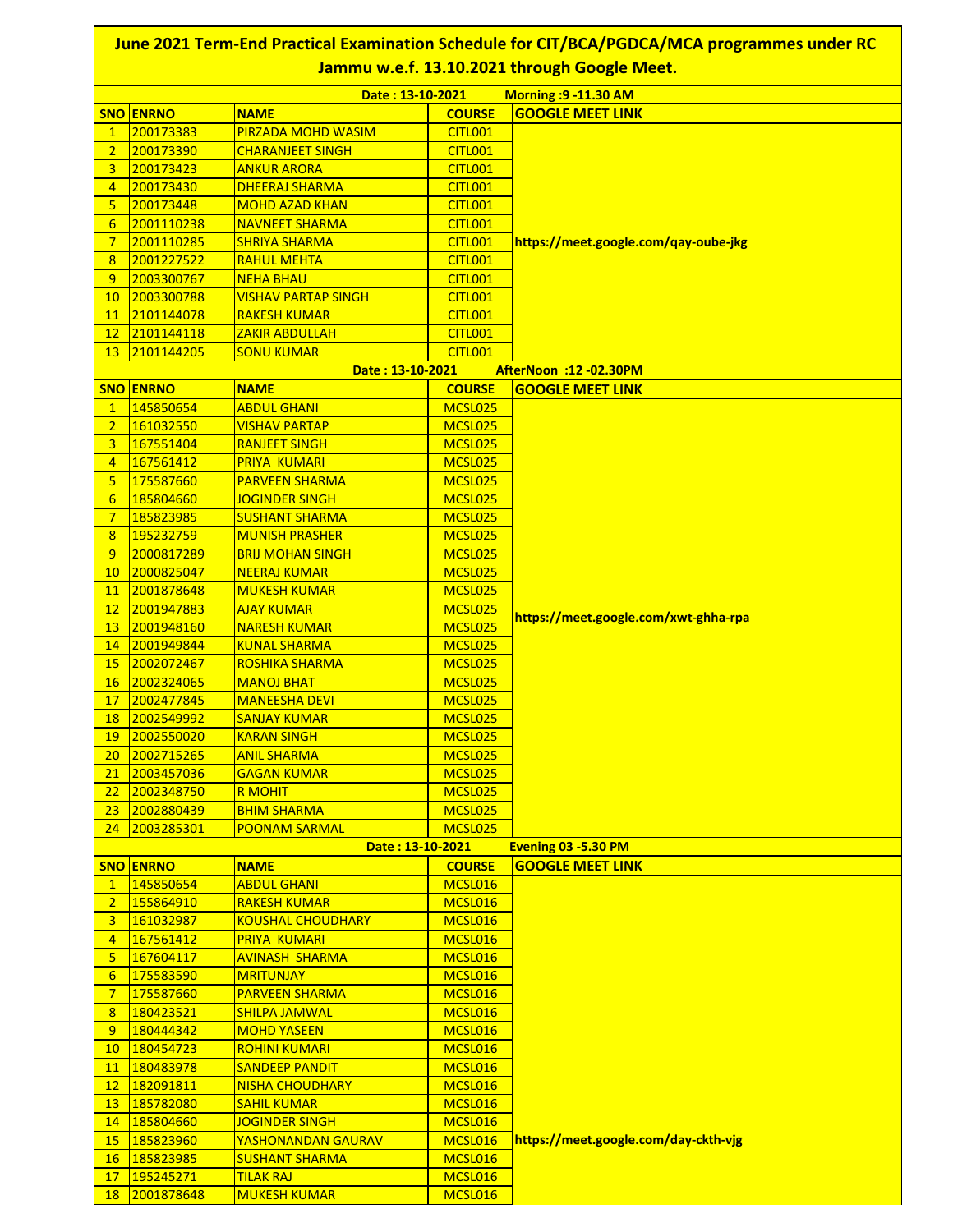# June 2021 Term-End Practical Examination Schedule for CIT/BCA/PGDCA/MCA programmes under RC Jammu w.e.f. 13.10.2021 through Google Meet.

**Date : 13-10-2021 Morning :9 -11.30 AM**

| SNO | ENRNO | NAME | COURSE | GOOGLE MEET LINK |
|---|---|---|---|---|
| 1 | 200173383 | PIRZADA MOHD WASIM | CITL001 | https://meet.google.com/qay-oube-jkg |
| 2 | 200173390 | CHARANJEET SINGH | CITL001 | |
| 3 | 200173423 | ANKUR ARORA | CITL001 | |
| 4 | 200173430 | DHEERAJ SHARMA | CITL001 | |
| 5 | 200173448 | MOHD AZAD KHAN | CITL001 | |
| 6 | 2001110238 | NAVNEET SHARMA | CITL001 | |
| 7 | 2001110285 | SHRIYA SHARMA | CITL001 | |
| 8 | 2001227522 | RAHUL MEHTA | CITL001 | |
| 9 | 2003300767 | NEHA BHAU | CITL001 | |
| 10 | 2003300788 | VISHAV PARTAP SINGH | CITL001 | |
| 11 | 2101144078 | RAKESH KUMAR | CITL001 | |
| 12 | 2101144118 | ZAKIR ABDULLAH | CITL001 | |
| 13 | 2101144205 | SONU KUMAR | CITL001 | |

**Date : 13-10-2021 AfterNoon :12 -02.30PM**

| SNO | ENRNO | NAME | COURSE | GOOGLE MEET LINK |
|---|---|---|---|---|
| 1 | 145850654 | ABDUL GHANI | MCSL025 | https://meet.google.com/xwt-ghha-rpa |
| 2 | 161032550 | VISHAV PARTAP | MCSL025 | |
| 3 | 167551404 | RANJEET SINGH | MCSL025 | |
| 4 | 167561412 | PRIYA KUMARI | MCSL025 | |
| 5 | 175587660 | PARVEEN SHARMA | MCSL025 | |
| 6 | 185804660 | JOGINDER SINGH | MCSL025 | |
| 7 | 185823985 | SUSHANT SHARMA | MCSL025 | |
| 8 | 195232759 | MUNISH PRASHER | MCSL025 | |
| 9 | 2000817289 | BRIJ MOHAN SINGH | MCSL025 | |
| 10 | 2000825047 | NEERAJ KUMAR | MCSL025 | |
| 11 | 2001878648 | MUKESH KUMAR | MCSL025 | |
| 12 | 2001947883 | AJAY KUMAR | MCSL025 | |
| 13 | 2001948160 | NARESH KUMAR | MCSL025 | |
| 14 | 2001949844 | KUNAL SHARMA | MCSL025 | |
| 15 | 2002072467 | ROSHIKA SHARMA | MCSL025 | |
| 16 | 2002324065 | MANOJ BHAT | MCSL025 | |
| 17 | 2002477845 | MANEESHA DEVI | MCSL025 | |
| 18 | 2002549992 | SANJAY KUMAR | MCSL025 | |
| 19 | 2002550020 | KARAN SINGH | MCSL025 | |
| 20 | 2002715265 | ANIL SHARMA | MCSL025 | |
| 21 | 2003457036 | GAGAN KUMAR | MCSL025 | |
| 22 | 2002348750 | R MOHIT | MCSL025 | |
| 23 | 2002880439 | BHIM SHARMA | MCSL025 | |
| 24 | 2003285301 | POONAM SARMAL | MCSL025 | |

**Date : 13-10-2021 Evening 03 -5.30 PM**

| SNO | ENRNO | NAME | COURSE | GOOGLE MEET LINK |
|---|---|---|---|---|
| 1 | 145850654 | ABDUL GHANI | MCSL016 | https://meet.google.com/day-ckth-vjg |
| 2 | 155864910 | RAKESH KUMAR | MCSL016 | |
| 3 | 161032987 | KOUSHAL CHOUDHARY | MCSL016 | |
| 4 | 167561412 | PRIYA KUMARI | MCSL016 | |
| 5 | 167604117 | AVINASH SHARMA | MCSL016 | |
| 6 | 175583590 | MRITUNJAY | MCSL016 | |
| 7 | 175587660 | PARVEEN SHARMA | MCSL016 | |
| 8 | 180423521 | SHILPA JAMWAL | MCSL016 | |
| 9 | 180444342 | MOHD YASEEN | MCSL016 | |
| 10 | 180454723 | ROHINI KUMARI | MCSL016 | |
| 11 | 180483978 | SANDEEP PANDIT | MCSL016 | |
| 12 | 182091811 | NISHA CHOUDHARY | MCSL016 | |
| 13 | 185782080 | SAHIL KUMAR | MCSL016 | |
| 14 | 185804660 | JOGINDER SINGH | MCSL016 | |
| 15 | 185823960 | YASHONANDAN GAURAV | MCSL016 | |
| 16 | 185823985 | SUSHANT SHARMA | MCSL016 | |
| 17 | 195245271 | TILAK RAJ | MCSL016 | |
| 18 | 2001878648 | MUKESH KUMAR | MCSL016 | |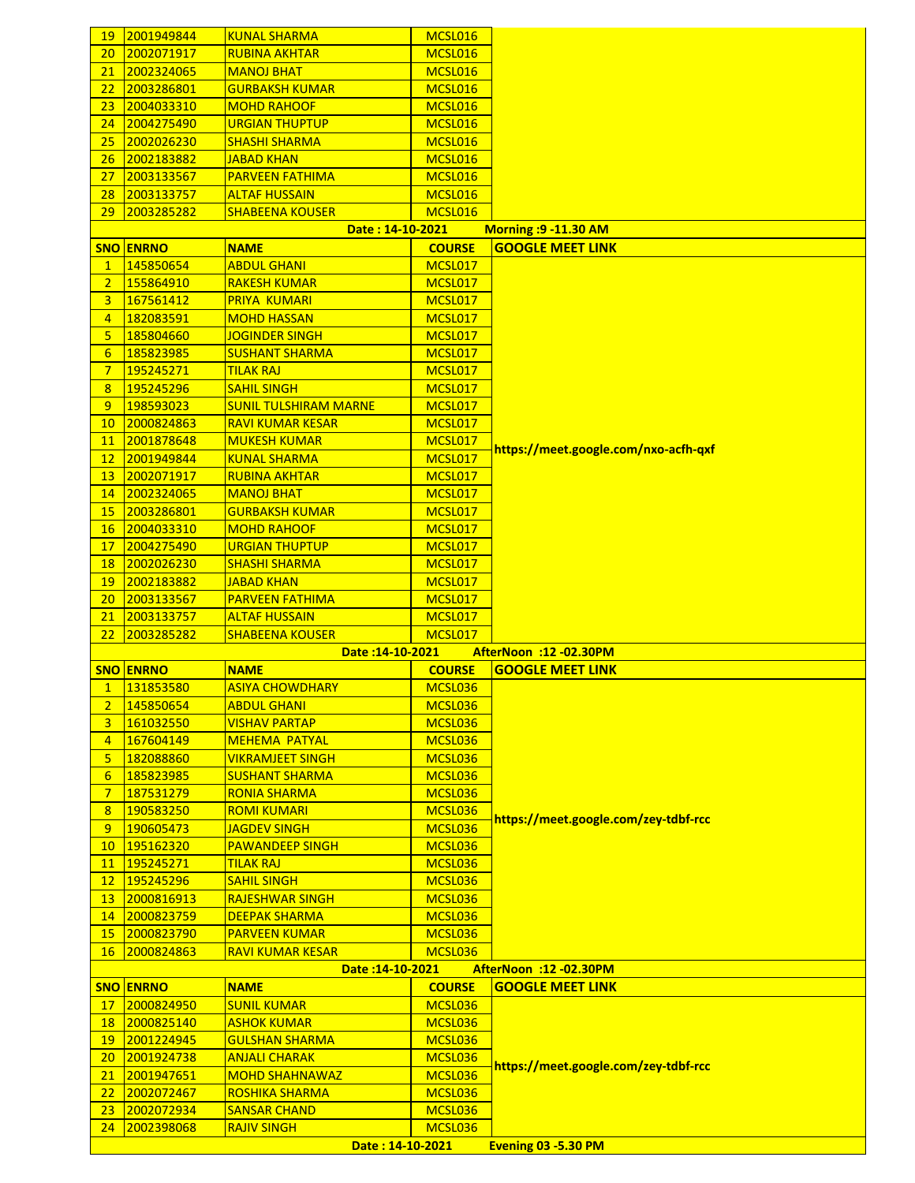| 19 | 2001949844 | KUNAL SHARMA | MCSL016 | |
|---|---|---|---|---|
| 20 | 2002071917 | RUBINA AKHTAR | MCSL016 | |
| 21 | 2002324065 | MANOJ BHAT | MCSL016 | |
| 22 | 2003286801 | GURBAKSH KUMAR | MCSL016 | |
| 23 | 2004033310 | MOHD RAHOOF | MCSL016 | |
| 24 | 2004275490 | URGIAN THUPTUP | MCSL016 | |
| 25 | 2002026230 | SHASHI SHARMA | MCSL016 | |
| 26 | 2002183882 | JABAD KHAN | MCSL016 | |
| 27 | 2003133567 | PARVEEN FATHIMA | MCSL016 | |
| 28 | 2003133757 | ALTAF HUSSAIN | MCSL016 | |
| 29 | 2003285282 | SHABEENA KOUSER | MCSL016 | |

**Date : 14-10-2021 Morning :9 -11.30 AM**

| SNO | ENRNO | NAME | COURSE | GOOGLE MEET LINK |
|---|---|---|---|---|
| 1 | 145850654 | ABDUL GHANI | MCSL017 | https://meet.google.com/nxo-acfh-qxf |
| 2 | 155864910 | RAKESH KUMAR | MCSL017 | |
| 3 | 167561412 | PRIYA KUMARI | MCSL017 | |
| 4 | 182083591 | MOHD HASSAN | MCSL017 | |
| 5 | 185804660 | JOGINDER SINGH | MCSL017 | |
| 6 | 185823985 | SUSHANT SHARMA | MCSL017 | |
| 7 | 195245271 | TILAK RAJ | MCSL017 | |
| 8 | 195245296 | SAHIL SINGH | MCSL017 | |
| 9 | 198593023 | SUNIL TULSHIRAM MARNE | MCSL017 | |
| 10 | 2000824863 | RAVI KUMAR KESAR | MCSL017 | |
| 11 | 2001878648 | MUKESH KUMAR | MCSL017 | |
| 12 | 2001949844 | KUNAL SHARMA | MCSL017 | |
| 13 | 2002071917 | RUBINA AKHTAR | MCSL017 | |
| 14 | 2002324065 | MANOJ BHAT | MCSL017 | |
| 15 | 2003286801 | GURBAKSH KUMAR | MCSL017 | |
| 16 | 2004033310 | MOHD RAHOOF | MCSL017 | |
| 17 | 2004275490 | URGIAN THUPTUP | MCSL017 | |
| 18 | 2002026230 | SHASHI SHARMA | MCSL017 | |
| 19 | 2002183882 | JABAD KHAN | MCSL017 | |
| 20 | 2003133567 | PARVEEN FATHIMA | MCSL017 | |
| 21 | 2003133757 | ALTAF HUSSAIN | MCSL017 | |
| 22 | 2003285282 | SHABEENA KOUSER | MCSL017 | |

**Date :14-10-2021 AfterNoon :12 -02.30PM**

| SNO | ENRNO | NAME | COURSE | GOOGLE MEET LINK |
|---|---|---|---|---|
| 1 | 131853580 | ASIYA CHOWDHARY | MCSL036 | https://meet.google.com/zey-tdbf-rcc |
| 2 | 145850654 | ABDUL GHANI | MCSL036 | |
| 3 | 161032550 | VISHAV PARTAP | MCSL036 | |
| 4 | 167604149 | MEHEMA PATYAL | MCSL036 | |
| 5 | 182088860 | VIKRAMJEET SINGH | MCSL036 | |
| 6 | 185823985 | SUSHANT SHARMA | MCSL036 | |
| 7 | 187531279 | RONIA SHARMA | MCSL036 | |
| 8 | 190583250 | ROMI KUMARI | MCSL036 | |
| 9 | 190605473 | JAGDEV SINGH | MCSL036 | |
| 10 | 195162320 | PAWANDEEP SINGH | MCSL036 | |
| 11 | 195245271 | TILAK RAJ | MCSL036 | |
| 12 | 195245296 | SAHIL SINGH | MCSL036 | |
| 13 | 2000816913 | RAJESHWAR SINGH | MCSL036 | |
| 14 | 2000823759 | DEEPAK SHARMA | MCSL036 | |
| 15 | 2000823790 | PARVEEN KUMAR | MCSL036 | |
| 16 | 2000824863 | RAVI KUMAR KESAR | MCSL036 | |

**Date :14-10-2021 AfterNoon :12 -02.30PM**

| SNO | ENRNO | NAME | COURSE | GOOGLE MEET LINK |
|---|---|---|---|---|
| 17 | 2000824950 | SUNIL KUMAR | MCSL036 | https://meet.google.com/zey-tdbf-rcc |
| 18 | 2000825140 | ASHOK KUMAR | MCSL036 | |
| 19 | 2001224945 | GULSHAN SHARMA | MCSL036 | |
| 20 | 2001924738 | ANJALI CHARAK | MCSL036 | |
| 21 | 2001947651 | MOHD SHAHNAWAZ | MCSL036 | |
| 22 | 2002072467 | ROSHIKA SHARMA | MCSL036 | |
| 23 | 2002072934 | SANSAR CHAND | MCSL036 | |
| 24 | 2002398068 | RAJIV SINGH | MCSL036 | |

**Date : 14-10-2021 Evening 03 -5.30 PM**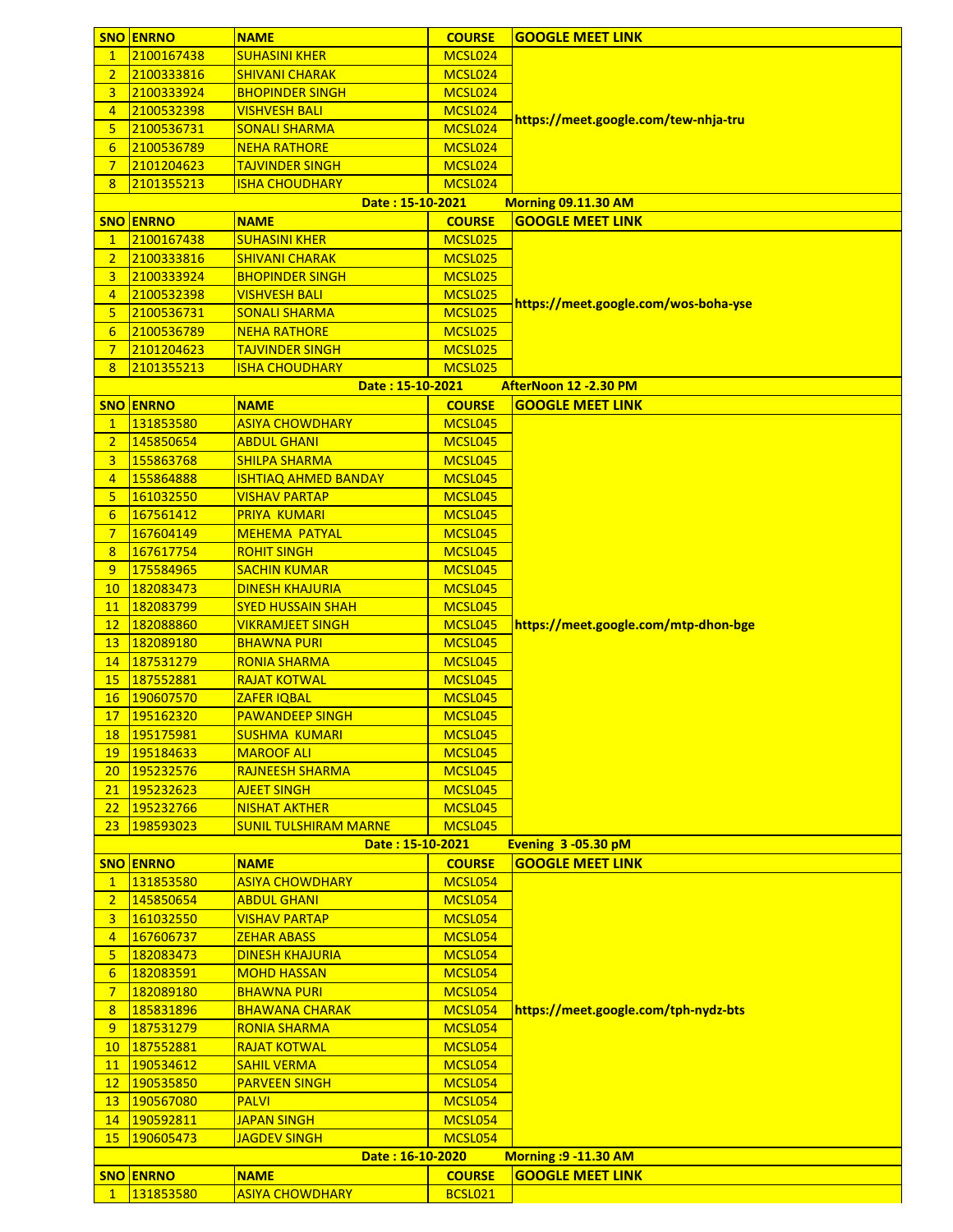| SNO | ENRNO | NAME | COURSE | GOOGLE MEET LINK |
|---|---|---|---|---|
| 1 | 2100167438 | SUHASINI KHER | MCSL024 | https://meet.google.com/tew-nhja-tru |
| 2 | 2100333816 | SHIVANI CHARAK | MCSL024 | |
| 3 | 2100333924 | BHOPINDER SINGH | MCSL024 | |
| 4 | 2100532398 | VISHVESH BALI | MCSL024 | |
| 5 | 2100536731 | SONALI SHARMA | MCSL024 | |
| 6 | 2100536789 | NEHA RATHORE | MCSL024 | |
| 7 | 2101204623 | TAJVINDER SINGH | MCSL024 | |
| 8 | 2101355213 | ISHA CHOUDHARY | MCSL024 | |

**Date : 15-10-2021 Morning 09.11.30 AM**

| SNO | ENRNO | NAME | COURSE | GOOGLE MEET LINK |
|---|---|---|---|---|
| 1 | 2100167438 | SUHASINI KHER | MCSL025 | https://meet.google.com/wos-boha-yse |
| 2 | 2100333816 | SHIVANI CHARAK | MCSL025 | |
| 3 | 2100333924 | BHOPINDER SINGH | MCSL025 | |
| 4 | 2100532398 | VISHVESH BALI | MCSL025 | |
| 5 | 2100536731 | SONALI SHARMA | MCSL025 | |
| 6 | 2100536789 | NEHA RATHORE | MCSL025 | |
| 7 | 2101204623 | TAJVINDER SINGH | MCSL025 | |
| 8 | 2101355213 | ISHA CHOUDHARY | MCSL025 | |

**Date : 15-10-2021 AfterNoon 12 -2.30 PM**

| SNO | ENRNO | NAME | COURSE | GOOGLE MEET LINK |
|---|---|---|---|---|
| 1 | 131853580 | ASIYA CHOWDHARY | MCSL045 | https://meet.google.com/mtp-dhon-bge |
| 2 | 145850654 | ABDUL GHANI | MCSL045 | |
| 3 | 155863768 | SHILPA SHARMA | MCSL045 | |
| 4 | 155864888 | ISHTIAQ AHMED BANDAY | MCSL045 | |
| 5 | 161032550 | VISHAV PARTAP | MCSL045 | |
| 6 | 167561412 | PRIYA KUMARI | MCSL045 | |
| 7 | 167604149 | MEHEMA PATYAL | MCSL045 | |
| 8 | 167617754 | ROHIT SINGH | MCSL045 | |
| 9 | 175584965 | SACHIN KUMAR | MCSL045 | |
| 10 | 182083473 | DINESH KHAJURIA | MCSL045 | |
| 11 | 182083799 | SYED HUSSAIN SHAH | MCSL045 | |
| 12 | 182088860 | VIKRAMJEET SINGH | MCSL045 | |
| 13 | 182089180 | BHAWNA PURI | MCSL045 | |
| 14 | 187531279 | RONIA SHARMA | MCSL045 | |
| 15 | 187552881 | RAJAT KOTWAL | MCSL045 | |
| 16 | 190607570 | ZAFER IQBAL | MCSL045 | |
| 17 | 195162320 | PAWANDEEP SINGH | MCSL045 | |
| 18 | 195175981 | SUSHMA KUMARI | MCSL045 | |
| 19 | 195184633 | MAROOF ALI | MCSL045 | |
| 20 | 195232576 | RAJNEESH SHARMA | MCSL045 | |
| 21 | 195232623 | AJEET SINGH | MCSL045 | |
| 22 | 195232766 | NISHAT AKTHER | MCSL045 | |
| 23 | 198593023 | SUNIL TULSHIRAM MARNE | MCSL045 | |

**Date : 15-10-2021 Evening 3 -05.30 pM**

| SNO | ENRNO | NAME | COURSE | GOOGLE MEET LINK |
|---|---|---|---|---|
| 1 | 131853580 | ASIYA CHOWDHARY | MCSL054 | https://meet.google.com/tph-nydz-bts |
| 2 | 145850654 | ABDUL GHANI | MCSL054 | |
| 3 | 161032550 | VISHAV PARTAP | MCSL054 | |
| 4 | 167606737 | ZEHAR ABASS | MCSL054 | |
| 5 | 182083473 | DINESH KHAJURIA | MCSL054 | |
| 6 | 182083591 | MOHD HASSAN | MCSL054 | |
| 7 | 182089180 | BHAWNA PURI | MCSL054 | |
| 8 | 185831896 | BHAWANA CHARAK | MCSL054 | |
| 9 | 187531279 | RONIA SHARMA | MCSL054 | |
| 10 | 187552881 | RAJAT KOTWAL | MCSL054 | |
| 11 | 190534612 | SAHIL VERMA | MCSL054 | |
| 12 | 190535850 | PARVEEN SINGH | MCSL054 | |
| 13 | 190567080 | PALVI | MCSL054 | |
| 14 | 190592811 | JAPAN SINGH | MCSL054 | |
| 15 | 190605473 | JAGDEV SINGH | MCSL054 | |

**Date : 16-10-2020 Morning :9 -11.30 AM**

| SNO | ENRNO | NAME | COURSE | GOOGLE MEET LINK |
|---|---|---|---|---|
| 1 | 131853580 | ASIYA CHOWDHARY | BCSL021 | |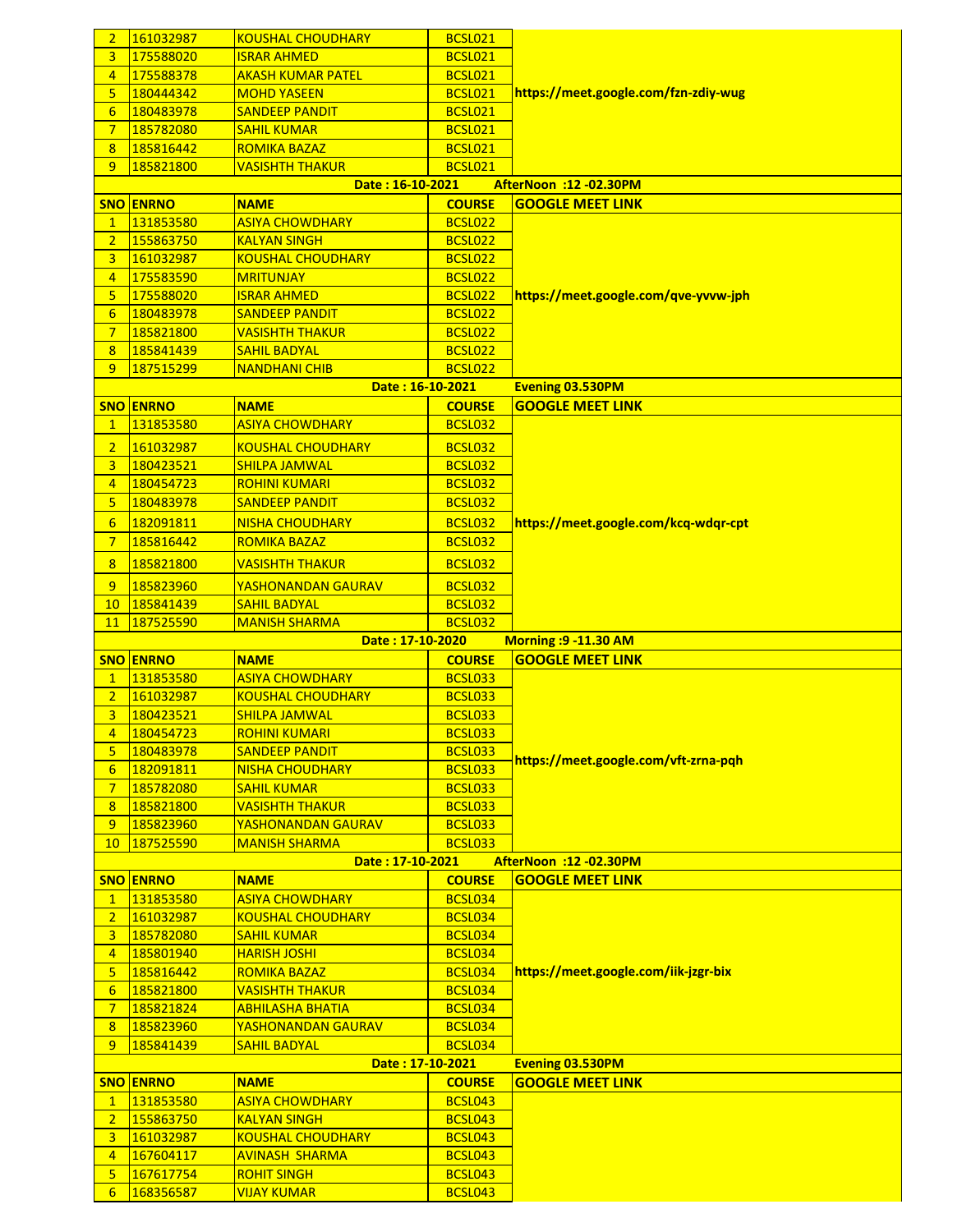| SNO | ENRNO | NAME | COURSE | GOOGLE MEET LINK |
|---|---|---|---|---|
| 2 | 161032987 | KOUSHAL CHOUDHARY | BCSL021 | https://meet.google.com/fzn-zdiy-wug |
| 3 | 175588020 | ISRAR AHMED | BCSL021 | |
| 4 | 175588378 | AKASH KUMAR PATEL | BCSL021 | |
| 5 | 180444342 | MOHD YASEEN | BCSL021 | |
| 6 | 180483978 | SANDEEP PANDIT | BCSL021 | |
| 7 | 185782080 | SAHIL KUMAR | BCSL021 | |
| 8 | 185816442 | ROMIKA BAZAZ | BCSL021 | |
| 9 | 185821800 | VASISHTH THAKUR | BCSL021 | |

**Date : 16-10-2021 AfterNoon :12 -02.30PM**

| SNO | ENRNO | NAME | COURSE | GOOGLE MEET LINK |
|---|---|---|---|---|
| 1 | 131853580 | ASIYA CHOWDHARY | BCSL022 | https://meet.google.com/qve-yvvw-jph |
| 2 | 155863750 | KALYAN SINGH | BCSL022 | |
| 3 | 161032987 | KOUSHAL CHOUDHARY | BCSL022 | |
| 4 | 175583590 | MRITUNJAY | BCSL022 | |
| 5 | 175588020 | ISRAR AHMED | BCSL022 | |
| 6 | 180483978 | SANDEEP PANDIT | BCSL022 | |
| 7 | 185821800 | VASISHTH THAKUR | BCSL022 | |
| 8 | 185841439 | SAHIL BADYAL | BCSL022 | |
| 9 | 187515299 | NANDHANI CHIB | BCSL022 | |

**Date : 16-10-2021 Evening 03.530PM**

| SNO | ENRNO | NAME | COURSE | GOOGLE MEET LINK |
|---|---|---|---|---|
| 1 | 131853580 | ASIYA CHOWDHARY | BCSL032 | https://meet.google.com/kcq-wdqr-cpt |
| 2 | 161032987 | KOUSHAL CHOUDHARY | BCSL032 | |
| 3 | 180423521 | SHILPA JAMWAL | BCSL032 | |
| 4 | 180454723 | ROHINI KUMARI | BCSL032 | |
| 5 | 180483978 | SANDEEP PANDIT | BCSL032 | |
| 6 | 182091811 | NISHA CHOUDHARY | BCSL032 | |
| 7 | 185816442 | ROMIKA BAZAZ | BCSL032 | |
| 8 | 185821800 | VASISHTH THAKUR | BCSL032 | |
| 9 | 185823960 | YASHONANDAN GAURAV | BCSL032 | |
| 10 | 185841439 | SAHIL BADYAL | BCSL032 | |
| 11 | 187525590 | MANISH SHARMA | BCSL032 | |

**Date : 17-10-2020 Morning :9 -11.30 AM**

| SNO | ENRNO | NAME | COURSE | GOOGLE MEET LINK |
|---|---|---|---|---|
| 1 | 131853580 | ASIYA CHOWDHARY | BCSL033 | https://meet.google.com/vft-zrna-pqh |
| 2 | 161032987 | KOUSHAL CHOUDHARY | BCSL033 | |
| 3 | 180423521 | SHILPA JAMWAL | BCSL033 | |
| 4 | 180454723 | ROHINI KUMARI | BCSL033 | |
| 5 | 180483978 | SANDEEP PANDIT | BCSL033 | |
| 6 | 182091811 | NISHA CHOUDHARY | BCSL033 | |
| 7 | 185782080 | SAHIL KUMAR | BCSL033 | |
| 8 | 185821800 | VASISHTH THAKUR | BCSL033 | |
| 9 | 185823960 | YASHONANDAN GAURAV | BCSL033 | |
| 10 | 187525590 | MANISH SHARMA | BCSL033 | |

**Date : 17-10-2021 AfterNoon :12 -02.30PM**

| SNO | ENRNO | NAME | COURSE | GOOGLE MEET LINK |
|---|---|---|---|---|
| 1 | 131853580 | ASIYA CHOWDHARY | BCSL034 | https://meet.google.com/iik-jzgr-bix |
| 2 | 161032987 | KOUSHAL CHOUDHARY | BCSL034 | |
| 3 | 185782080 | SAHIL KUMAR | BCSL034 | |
| 4 | 185801940 | HARISH JOSHI | BCSL034 | |
| 5 | 185816442 | ROMIKA BAZAZ | BCSL034 | |
| 6 | 185821800 | VASISHTH THAKUR | BCSL034 | |
| 7 | 185821824 | ABHILASHA BHATIA | BCSL034 | |
| 8 | 185823960 | YASHONANDAN GAURAV | BCSL034 | |
| 9 | 185841439 | SAHIL BADYAL | BCSL034 | |

**Date : 17-10-2021 Evening 03.530PM**

| SNO | ENRNO | NAME | COURSE | GOOGLE MEET LINK |
|---|---|---|---|---|
| 1 | 131853580 | ASIYA CHOWDHARY | BCSL043 | |
| 2 | 155863750 | KALYAN SINGH | BCSL043 | |
| 3 | 161032987 | KOUSHAL CHOUDHARY | BCSL043 | |
| 4 | 167604117 | AVINASH SHARMA | BCSL043 | |
| 5 | 167617754 | ROHIT SINGH | BCSL043 | |
| 6 | 168356587 | VIJAY KUMAR | BCSL043 | |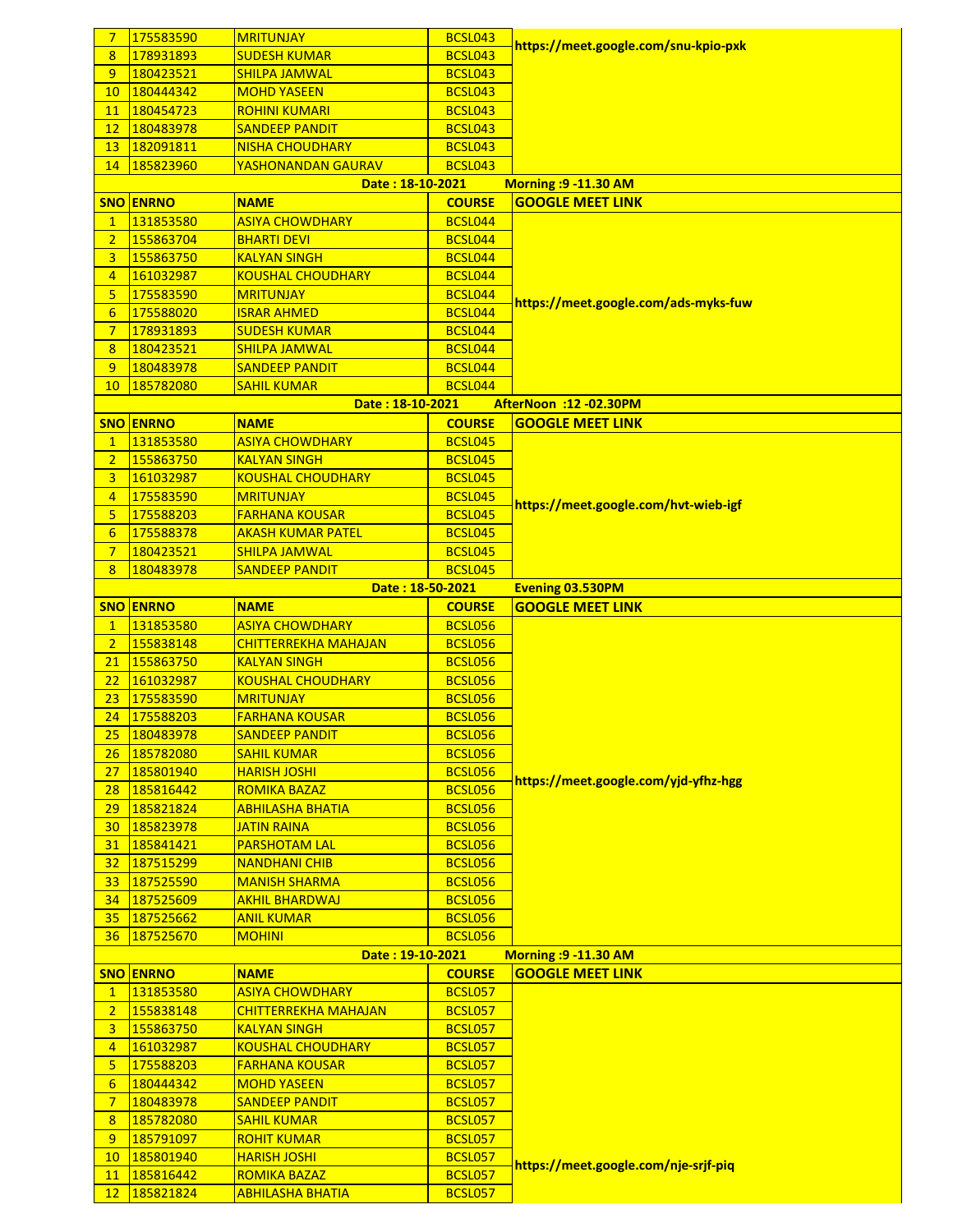| 7 | 175583590 | MRITUNJAY | BCSL043 | https://meet.google.com/snu-kpio-pxk |
|---|---|---|---|---|
| 8 | 178931893 | SUDESH KUMAR | BCSL043 | |
| 9 | 180423521 | SHILPA JAMWAL | BCSL043 | |
| 10 | 180444342 | MOHD YASEEN | BCSL043 | |
| 11 | 180454723 | ROHINI KUMARI | BCSL043 | |
| 12 | 180483978 | SANDEEP PANDIT | BCSL043 | |
| 13 | 182091811 | NISHA CHOUDHARY | BCSL043 | |
| 14 | 185823960 | YASHONANDAN GAURAV | BCSL043 | |

**Date : 18-10-2021 Morning :9 -11.30 AM**

| SNO | ENRNO | NAME | COURSE | GOOGLE MEET LINK |
|---|---|---|---|---|
| 1 | 131853580 | ASIYA CHOWDHARY | BCSL044 | https://meet.google.com/ads-myks-fuw |
| 2 | 155863704 | BHARTI DEVI | BCSL044 | |
| 3 | 155863750 | KALYAN SINGH | BCSL044 | |
| 4 | 161032987 | KOUSHAL CHOUDHARY | BCSL044 | |
| 5 | 175583590 | MRITUNJAY | BCSL044 | |
| 6 | 175588020 | ISRAR AHMED | BCSL044 | |
| 7 | 178931893 | SUDESH KUMAR | BCSL044 | |
| 8 | 180423521 | SHILPA JAMWAL | BCSL044 | |
| 9 | 180483978 | SANDEEP PANDIT | BCSL044 | |
| 10 | 185782080 | SAHIL KUMAR | BCSL044 | |

**Date : 18-10-2021 AfterNoon :12 -02.30PM**

| SNO | ENRNO | NAME | COURSE | GOOGLE MEET LINK |
|---|---|---|---|---|
| 1 | 131853580 | ASIYA CHOWDHARY | BCSL045 | https://meet.google.com/hvt-wieb-igf |
| 2 | 155863750 | KALYAN SINGH | BCSL045 | |
| 3 | 161032987 | KOUSHAL CHOUDHARY | BCSL045 | |
| 4 | 175583590 | MRITUNJAY | BCSL045 | |
| 5 | 175588203 | FARHANA KOUSAR | BCSL045 | |
| 6 | 175588378 | AKASH KUMAR PATEL | BCSL045 | |
| 7 | 180423521 | SHILPA JAMWAL | BCSL045 | |
| 8 | 180483978 | SANDEEP PANDIT | BCSL045 | |

**Date : 18-50-2021 Evening 03.530PM**

| SNO | ENRNO | NAME | COURSE | GOOGLE MEET LINK |
|---|---|---|---|---|
| 1 | 131853580 | ASIYA CHOWDHARY | BCSL056 | https://meet.google.com/yjd-yfhz-hgg |
| 2 | 155838148 | CHITTERREKHA MAHAJAN | BCSL056 | |
| 21 | 155863750 | KALYAN SINGH | BCSL056 | |
| 22 | 161032987 | KOUSHAL CHOUDHARY | BCSL056 | |
| 23 | 175583590 | MRITUNJAY | BCSL056 | |
| 24 | 175588203 | FARHANA KOUSAR | BCSL056 | |
| 25 | 180483978 | SANDEEP PANDIT | BCSL056 | |
| 26 | 185782080 | SAHIL KUMAR | BCSL056 | |
| 27 | 185801940 | HARISH JOSHI | BCSL056 | |
| 28 | 185816442 | ROMIKA BAZAZ | BCSL056 | |
| 29 | 185821824 | ABHILASHA BHATIA | BCSL056 | |
| 30 | 185823978 | JATIN RAINA | BCSL056 | |
| 31 | 185841421 | PARSHOTAM LAL | BCSL056 | |
| 32 | 187515299 | NANDHANI CHIB | BCSL056 | |
| 33 | 187525590 | MANISH SHARMA | BCSL056 | |
| 34 | 187525609 | AKHIL BHARDWAJ | BCSL056 | |
| 35 | 187525662 | ANIL KUMAR | BCSL056 | |
| 36 | 187525670 | MOHINI | BCSL056 | |

**Date : 19-10-2021 Morning :9 -11.30 AM**

| SNO | ENRNO | NAME | COURSE | GOOGLE MEET LINK |
|---|---|---|---|---|
| 1 | 131853580 | ASIYA CHOWDHARY | BCSL057 | https://meet.google.com/nje-srjf-piq |
| 2 | 155838148 | CHITTERREKHA MAHAJAN | BCSL057 | |
| 3 | 155863750 | KALYAN SINGH | BCSL057 | |
| 4 | 161032987 | KOUSHAL CHOUDHARY | BCSL057 | |
| 5 | 175588203 | FARHANA KOUSAR | BCSL057 | |
| 6 | 180444342 | MOHD YASEEN | BCSL057 | |
| 7 | 180483978 | SANDEEP PANDIT | BCSL057 | |
| 8 | 185782080 | SAHIL KUMAR | BCSL057 | |
| 9 | 185791097 | ROHIT KUMAR | BCSL057 | |
| 10 | 185801940 | HARISH JOSHI | BCSL057 | |
| 11 | 185816442 | ROMIKA BAZAZ | BCSL057 | |
| 12 | 185821824 | ABHILASHA BHATIA | BCSL057 | |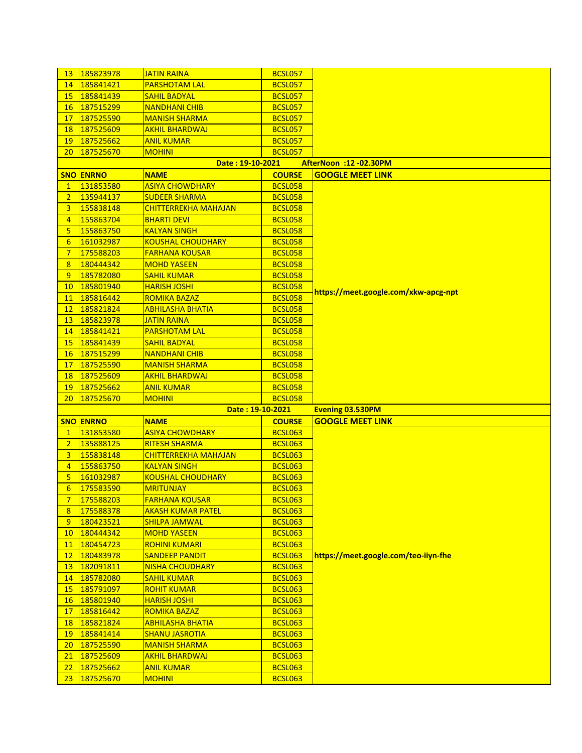| | | | | |
|---|---|---|---|---|
| 13 | 185823978 | JATIN RAINA | BCSL057 | |
| 14 | 185841421 | PARSHOTAM LAL | BCSL057 | |
| 15 | 185841439 | SAHIL BADYAL | BCSL057 | |
| 16 | 187515299 | NANDHANI CHIB | BCSL057 | |
| 17 | 187525590 | MANISH SHARMA | BCSL057 | |
| 18 | 187525609 | AKHIL BHARDWAJ | BCSL057 | |
| 19 | 187525662 | ANIL KUMAR | BCSL057 | |
| 20 | 187525670 | MOHINI | BCSL057 | |

**Date : 19-10-2021 AfterNoon :12 -02.30PM**

| SNO | ENRNO | NAME | COURSE | GOOGLE MEET LINK |
|---|---|---|---|---|
| 1 | 131853580 | ASIYA CHOWDHARY | BCSL058 | https://meet.google.com/xkw-apcg-npt |
| 2 | 135944137 | SUDEER SHARMA | BCSL058 | |
| 3 | 155838148 | CHITTERREKHA MAHAJAN | BCSL058 | |
| 4 | 155863704 | BHARTI DEVI | BCSL058 | |
| 5 | 155863750 | KALYAN SINGH | BCSL058 | |
| 6 | 161032987 | KOUSHAL CHOUDHARY | BCSL058 | |
| 7 | 175588203 | FARHANA KOUSAR | BCSL058 | |
| 8 | 180444342 | MOHD YASEEN | BCSL058 | |
| 9 | 185782080 | SAHIL KUMAR | BCSL058 | |
| 10 | 185801940 | HARISH JOSHI | BCSL058 | |
| 11 | 185816442 | ROMIKA BAZAZ | BCSL058 | |
| 12 | 185821824 | ABHILASHA BHATIA | BCSL058 | |
| 13 | 185823978 | JATIN RAINA | BCSL058 | |
| 14 | 185841421 | PARSHOTAM LAL | BCSL058 | |
| 15 | 185841439 | SAHIL BADYAL | BCSL058 | |
| 16 | 187515299 | NANDHANI CHIB | BCSL058 | |
| 17 | 187525590 | MANISH SHARMA | BCSL058 | |
| 18 | 187525609 | AKHIL BHARDWAJ | BCSL058 | |
| 19 | 187525662 | ANIL KUMAR | BCSL058 | |
| 20 | 187525670 | MOHINI | BCSL058 | |

**Date : 19-10-2021 Evening 03.530PM**

| SNO | ENRNO | NAME | COURSE | GOOGLE MEET LINK |
|---|---|---|---|---|
| 1 | 131853580 | ASIYA CHOWDHARY | BCSL063 | https://meet.google.com/teo-iiyn-fhe |
| 2 | 135888125 | RITESH SHARMA | BCSL063 | |
| 3 | 155838148 | CHITTERREKHA MAHAJAN | BCSL063 | |
| 4 | 155863750 | KALYAN SINGH | BCSL063 | |
| 5 | 161032987 | KOUSHAL CHOUDHARY | BCSL063 | |
| 6 | 175583590 | MRITUNJAY | BCSL063 | |
| 7 | 175588203 | FARHANA KOUSAR | BCSL063 | |
| 8 | 175588378 | AKASH KUMAR PATEL | BCSL063 | |
| 9 | 180423521 | SHILPA JAMWAL | BCSL063 | |
| 10 | 180444342 | MOHD YASEEN | BCSL063 | |
| 11 | 180454723 | ROHINI KUMARI | BCSL063 | |
| 12 | 180483978 | SANDEEP PANDIT | BCSL063 | |
| 13 | 182091811 | NISHA CHOUDHARY | BCSL063 | |
| 14 | 185782080 | SAHIL KUMAR | BCSL063 | |
| 15 | 185791097 | ROHIT KUMAR | BCSL063 | |
| 16 | 185801940 | HARISH JOSHI | BCSL063 | |
| 17 | 185816442 | ROMIKA BAZAZ | BCSL063 | |
| 18 | 185821824 | ABHILASHA BHATIA | BCSL063 | |
| 19 | 185841414 | SHANU JASROTIA | BCSL063 | |
| 20 | 187525590 | MANISH SHARMA | BCSL063 | |
| 21 | 187525609 | AKHIL BHARDWAJ | BCSL063 | |
| 22 | 187525662 | ANIL KUMAR | BCSL063 | |
| 23 | 187525670 | MOHINI | BCSL063 | |